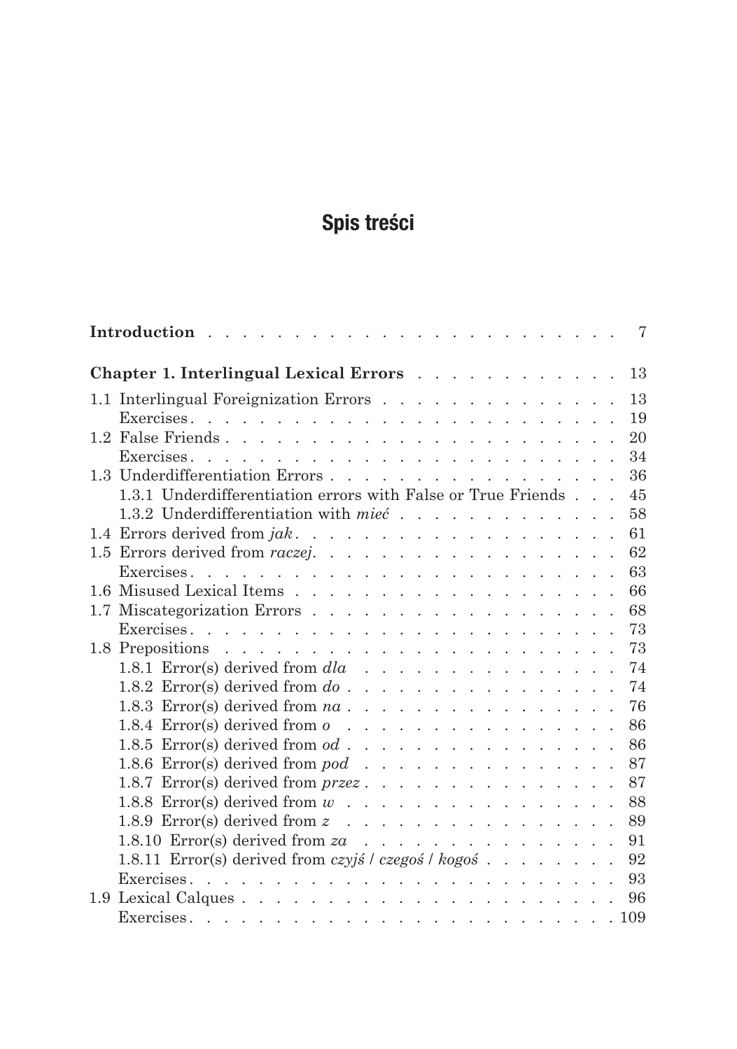# Spis treści

**Introduction** . . . . . . . . . . . . . . . . . . . . . . . . 7

**Chapter 1. Interlingual Lexical Errors** . . . . . . . . . . . . . 13

1.1 Interlingual Foreignization Errors . . . . . . . . . . . . . . . 13
  Exercises . . . . . . . . . . . . . . . . . . . . . . . . . 19
1.2 False Friends . . . . . . . . . . . . . . . . . . . . . . . 20
  Exercises . . . . . . . . . . . . . . . . . . . . . . . . . 34
1.3 Underdifferentiation Errors . . . . . . . . . . . . . . . . . 36
  1.3.1 Underdifferentiation errors with False or True Friends . . . 45
  1.3.2 Underdifferentiation with *mieć* . . . . . . . . . . . . . 58
1.4 Errors derived from *jak* . . . . . . . . . . . . . . . . . . 61
1.5 Errors derived from *raczej*. . . . . . . . . . . . . . . . . 62
  Exercises . . . . . . . . . . . . . . . . . . . . . . . . . 63
1.6 Misused Lexical Items . . . . . . . . . . . . . . . . . . . 66
1.7 Miscategorization Errors . . . . . . . . . . . . . . . . . . 68
  Exercises . . . . . . . . . . . . . . . . . . . . . . . . . 73
1.8 Prepositions . . . . . . . . . . . . . . . . . . . . . . . 73
  1.8.1 Error(s) derived from *dla* . . . . . . . . . . . . . . . 74
  1.8.2 Error(s) derived from *do* . . . . . . . . . . . . . . . . 74
  1.8.3 Error(s) derived from *na* . . . . . . . . . . . . . . . . 76
  1.8.4 Error(s) derived from *o* . . . . . . . . . . . . . . . . 86
  1.8.5 Error(s) derived from *od* . . . . . . . . . . . . . . . . 86
  1.8.6 Error(s) derived from *pod* . . . . . . . . . . . . . . . 87
  1.8.7 Error(s) derived from *przez* . . . . . . . . . . . . . . . 87
  1.8.8 Error(s) derived from *w* . . . . . . . . . . . . . . . . 88
  1.8.9 Error(s) derived from *z* . . . . . . . . . . . . . . . . 89
  1.8.10 Error(s) derived from *za* . . . . . . . . . . . . . . . 91
  1.8.11 Error(s) derived from *czyjś* / *czegoś* / *kogoś* . . . . . . . . 92
  Exercises . . . . . . . . . . . . . . . . . . . . . . . . . 93
1.9 Lexical Calques . . . . . . . . . . . . . . . . . . . . . . 96
  Exercises . . . . . . . . . . . . . . . . . . . . . . . . . 109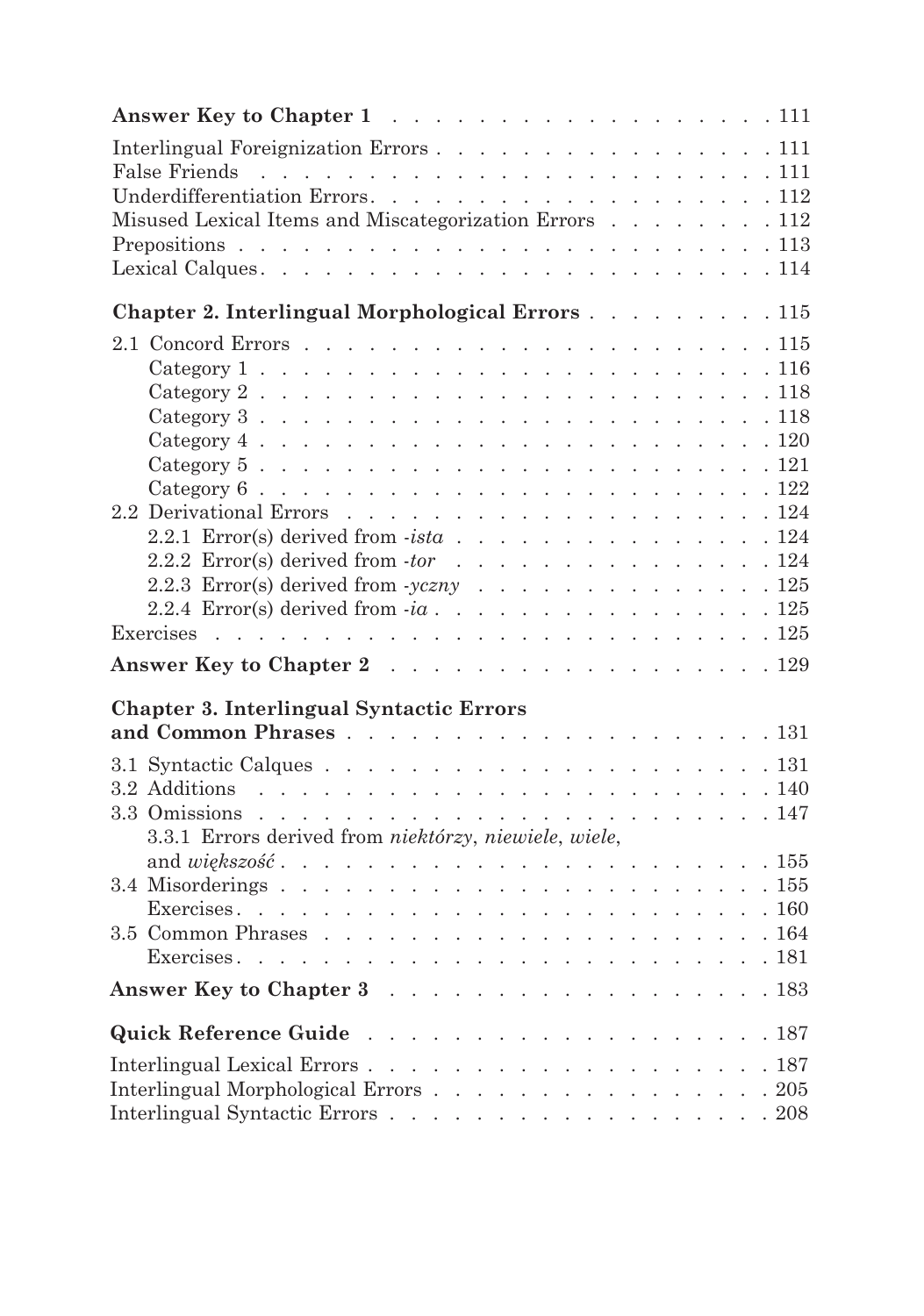**Answer Key to Chapter 1** . . . . . . . . . . . . . . . . . . . 111

Interlingual Foreignization Errors . . . . . . . . . . . . . . . . . . 111
False Friends . . . . . . . . . . . . . . . . . . . . . . . . 111
Underdifferentiation Errors. . . . . . . . . . . . . . . . . . . . 112
Misused Lexical Items and Miscategorization Errors . . . . . . . . . 112
Prepositions . . . . . . . . . . . . . . . . . . . . . . . . 113
Lexical Calques. . . . . . . . . . . . . . . . . . . . . . . 114

**Chapter 2. Interlingual Morphological Errors** . . . . . . . . . . 115

2.1 Concord Errors . . . . . . . . . . . . . . . . . . . . . . 115
  Category 1 . . . . . . . . . . . . . . . . . . . . . . . 116
  Category 2 . . . . . . . . . . . . . . . . . . . . . . . 118
  Category 3 . . . . . . . . . . . . . . . . . . . . . . . 118
  Category 4 . . . . . . . . . . . . . . . . . . . . . . . 120
  Category 5 . . . . . . . . . . . . . . . . . . . . . . . 121
  Category 6 . . . . . . . . . . . . . . . . . . . . . . . 122
2.2 Derivational Errors . . . . . . . . . . . . . . . . . . . . 124
  2.2.1 Error(s) derived from *-ista* . . . . . . . . . . . . . . 124
  2.2.2 Error(s) derived from *-tor* . . . . . . . . . . . . . . 124
  2.2.3 Error(s) derived from *-yczny* . . . . . . . . . . . . . 125
  2.2.4 Error(s) derived from *-ia* . . . . . . . . . . . . . . . 125
Exercises . . . . . . . . . . . . . . . . . . . . . . . . . 125

**Answer Key to Chapter 2** . . . . . . . . . . . . . . . . . . . 129

**Chapter 3. Interlingual Syntactic Errors and Common Phrases** . . . . . . . . . . . . . . . . . . . . 131

3.1 Syntactic Calques . . . . . . . . . . . . . . . . . . . . . 131
3.2 Additions . . . . . . . . . . . . . . . . . . . . . . . . 140
3.3 Omissions . . . . . . . . . . . . . . . . . . . . . . . . 147
  3.3.1 Errors derived from *niektórzy*, *niewiele*, *wiele*, and *większość* . . . . . . . . . . . . . . . . . . . . . 155
3.4 Misorderings . . . . . . . . . . . . . . . . . . . . . . . 155
  Exercises. . . . . . . . . . . . . . . . . . . . . . . . 160
3.5 Common Phrases . . . . . . . . . . . . . . . . . . . . . 164
  Exercises. . . . . . . . . . . . . . . . . . . . . . . . 181

**Answer Key to Chapter 3** . . . . . . . . . . . . . . . . . . . 183

**Quick Reference Guide** . . . . . . . . . . . . . . . . . . . . 187

Interlingual Lexical Errors . . . . . . . . . . . . . . . . . . . 187
Interlingual Morphological Errors . . . . . . . . . . . . . . . . 205
Interlingual Syntactic Errors . . . . . . . . . . . . . . . . . . 208